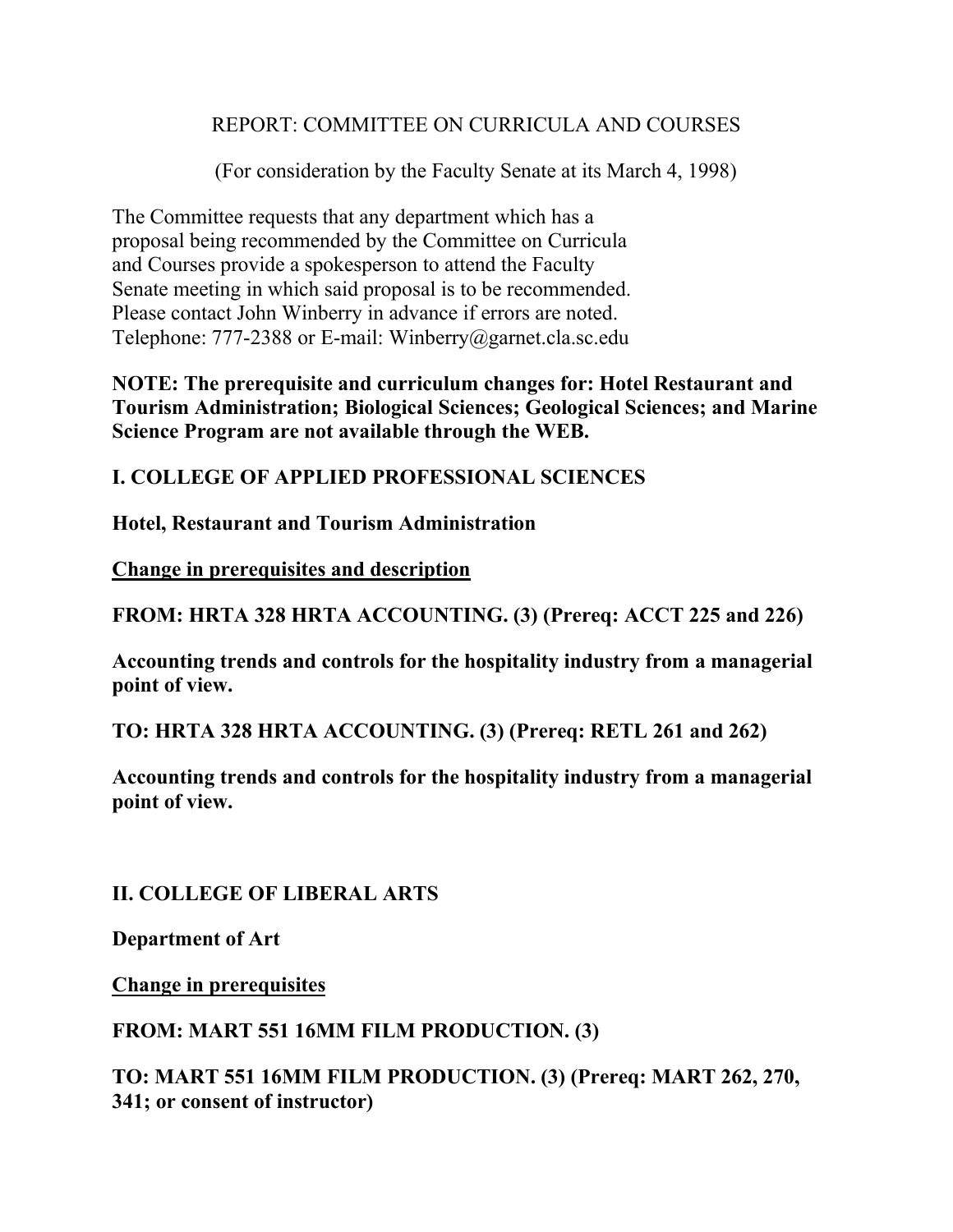# REPORT: COMMITTEE ON CURRICULA AND COURSES

(For consideration by the Faculty Senate at its March 4, 1998)

The Committee requests that any department which has a proposal being recommended by the Committee on Curricula and Courses provide a spokesperson to attend the Faculty Senate meeting in which said proposal is to be recommended. Please contact John Winberry in advance if errors are noted. Telephone: 777-2388 or E-mail: Winberry@garnet.cla.sc.edu

**NOTE: The prerequisite and curriculum changes for: Hotel Restaurant and Tourism Administration; Biological Sciences; Geological Sciences; and Marine Science Program are not available through the WEB.**

## I. COLLEGE OF APPLIED PROFESSIONAL SCIENCES

### Hotel, Restaurant and Tourism Administration

**Change in prerequisites and description**

**FROM: HRTA 328 HRTA ACCOUNTING. (3) (Prereq: ACCT 225 and 226)**

**Accounting trends and controls for the hospitality industry from a managerial point of view.**

**TO: HRTA 328 HRTA ACCOUNTING. (3) (Prereq: RETL 261 and 262)**

**Accounting trends and controls for the hospitality industry from a managerial point of view.**

## II. COLLEGE OF LIBERAL ARTS

### Department of Art

**Change in prerequisites**

**FROM: MART 551 16MM FILM PRODUCTION. (3)**

**TO: MART 551 16MM FILM PRODUCTION. (3) (Prereq: MART 262, 270, 341; or consent of instructor)**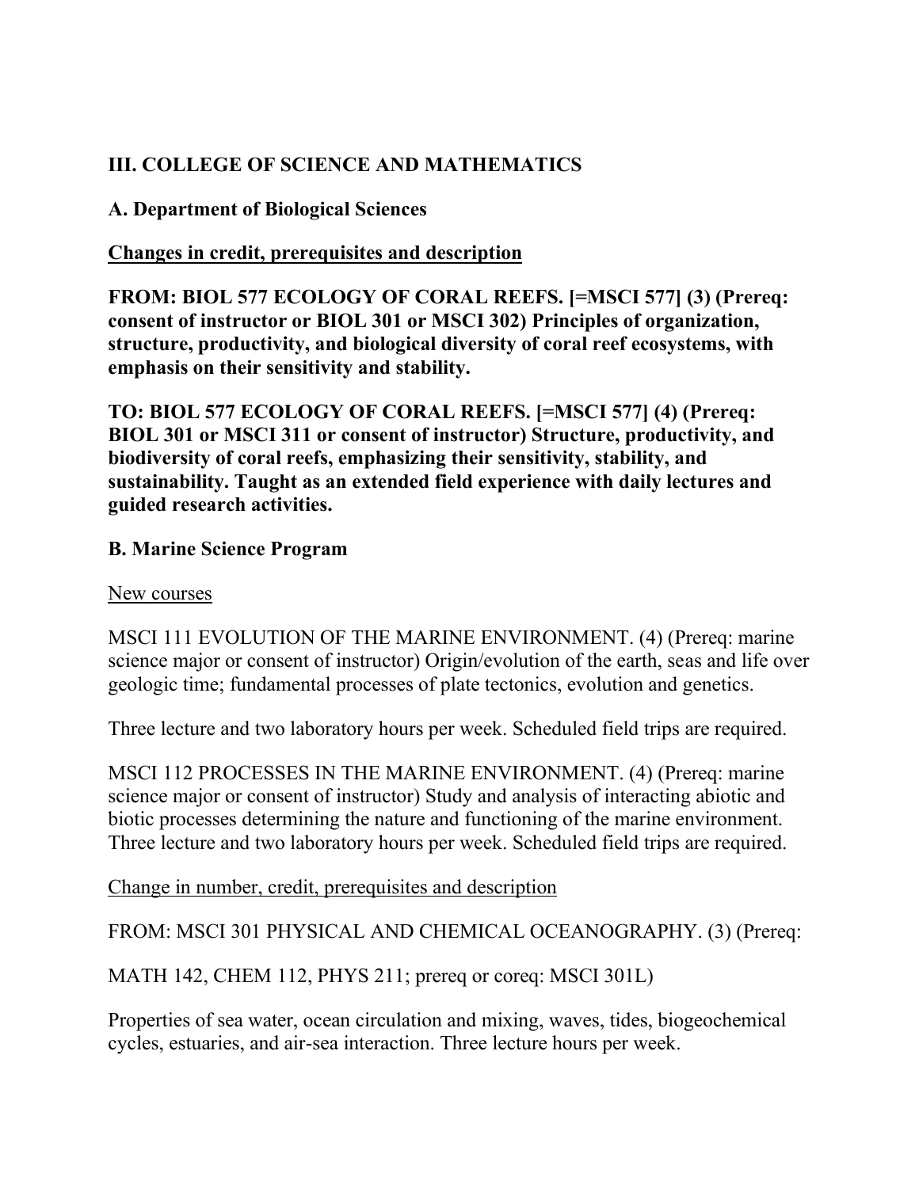**III. COLLEGE OF SCIENCE AND MATHEMATICS**

**A. Department of Biological Sciences**

**<u>Changes in credit, prerequisites and description</u>**

**FROM: BIOL 577 ECOLOGY OF CORAL REEFS. [=MSCI 577] (3) (Prereq: consent of instructor or BIOL 301 or MSCI 302) Principles of organization, structure, productivity, and biological diversity of coral reef ecosystems, with emphasis on their sensitivity and stability.**

**TO: BIOL 577 ECOLOGY OF CORAL REEFS. [=MSCI 577] (4) (Prereq: BIOL 301 or MSCI 311 or consent of instructor) Structure, productivity, and biodiversity of coral reefs, emphasizing their sensitivity, stability, and sustainability. Taught as an extended field experience with daily lectures and guided research activities.**

**B. Marine Science Program**

<u>New courses</u>

MSCI 111 EVOLUTION OF THE MARINE ENVIRONMENT. (4) (Prereq: marine science major or consent of instructor) Origin/evolution of the earth, seas and life over geologic time; fundamental processes of plate tectonics, evolution and genetics.

Three lecture and two laboratory hours per week. Scheduled field trips are required.

MSCI 112 PROCESSES IN THE MARINE ENVIRONMENT. (4) (Prereq: marine science major or consent of instructor) Study and analysis of interacting abiotic and biotic processes determining the nature and functioning of the marine environment. Three lecture and two laboratory hours per week. Scheduled field trips are required.

<u>Change in number, credit, prerequisites and description</u>

FROM: MSCI 301 PHYSICAL AND CHEMICAL OCEANOGRAPHY. (3) (Prereq:

MATH 142, CHEM 112, PHYS 211; prereq or coreq: MSCI 301L)

Properties of sea water, ocean circulation and mixing, waves, tides, biogeochemical cycles, estuaries, and air-sea interaction. Three lecture hours per week.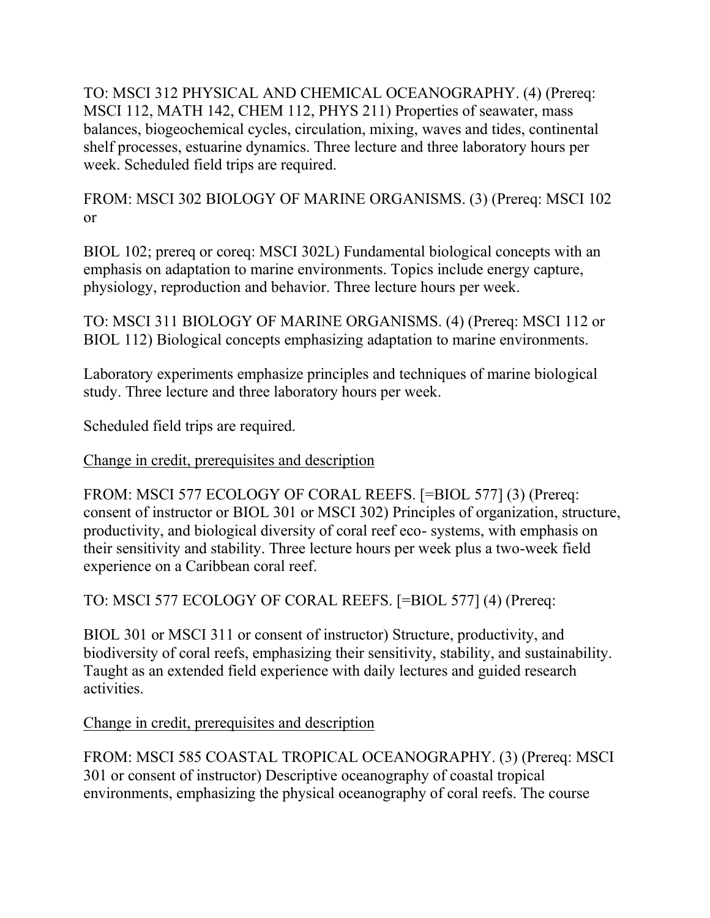TO: MSCI 312 PHYSICAL AND CHEMICAL OCEANOGRAPHY. (4) (Prereq: MSCI 112, MATH 142, CHEM 112, PHYS 211) Properties of seawater, mass balances, biogeochemical cycles, circulation, mixing, waves and tides, continental shelf processes, estuarine dynamics. Three lecture and three laboratory hours per week. Scheduled field trips are required.

FROM: MSCI 302 BIOLOGY OF MARINE ORGANISMS. (3) (Prereq: MSCI 102 or

BIOL 102; prereq or coreq: MSCI 302L) Fundamental biological concepts with an emphasis on adaptation to marine environments. Topics include energy capture, physiology, reproduction and behavior. Three lecture hours per week.

TO: MSCI 311 BIOLOGY OF MARINE ORGANISMS. (4) (Prereq: MSCI 112 or BIOL 112) Biological concepts emphasizing adaptation to marine environments.

Laboratory experiments emphasize principles and techniques of marine biological study. Three lecture and three laboratory hours per week.

Scheduled field trips are required.

<u>Change in credit, prerequisites and description</u>

FROM: MSCI 577 ECOLOGY OF CORAL REEFS. [=BIOL 577] (3) (Prereq: consent of instructor or BIOL 301 or MSCI 302) Principles of organization, structure, productivity, and biological diversity of coral reef eco- systems, with emphasis on their sensitivity and stability. Three lecture hours per week plus a two-week field experience on a Caribbean coral reef.

TO: MSCI 577 ECOLOGY OF CORAL REEFS. [=BIOL 577] (4) (Prereq:

BIOL 301 or MSCI 311 or consent of instructor) Structure, productivity, and biodiversity of coral reefs, emphasizing their sensitivity, stability, and sustainability. Taught as an extended field experience with daily lectures and guided research activities.

<u>Change in credit, prerequisites and description</u>

FROM: MSCI 585 COASTAL TROPICAL OCEANOGRAPHY. (3) (Prereq: MSCI 301 or consent of instructor) Descriptive oceanography of coastal tropical environments, emphasizing the physical oceanography of coral reefs. The course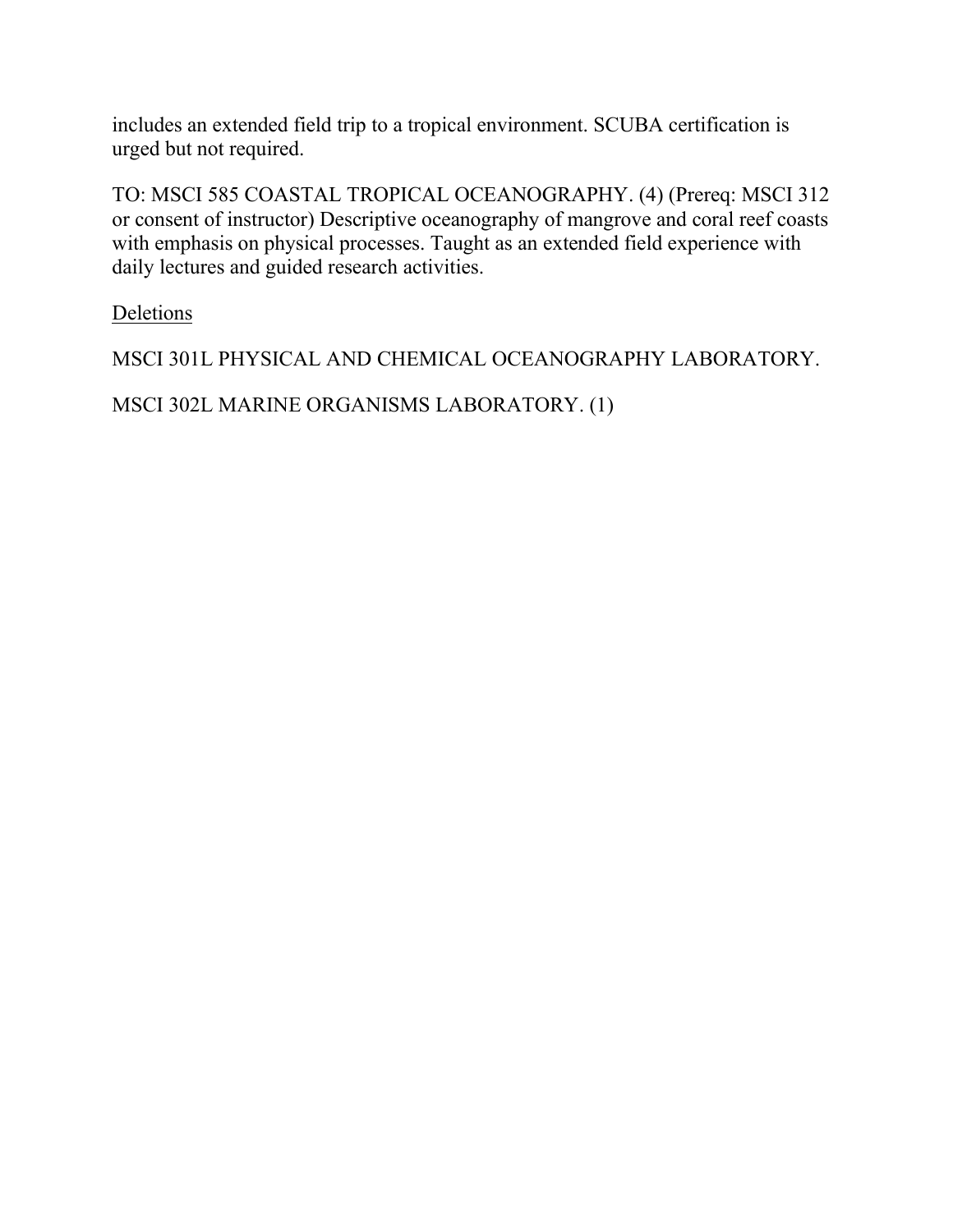includes an extended field trip to a tropical environment. SCUBA certification is urged but not required.

TO: MSCI 585 COASTAL TROPICAL OCEANOGRAPHY. (4) (Prereq: MSCI 312 or consent of instructor) Descriptive oceanography of mangrove and coral reef coasts with emphasis on physical processes. Taught as an extended field experience with daily lectures and guided research activities.

<u>Deletions</u>

MSCI 301L PHYSICAL AND CHEMICAL OCEANOGRAPHY LABORATORY.

MSCI 302L MARINE ORGANISMS LABORATORY. (1)